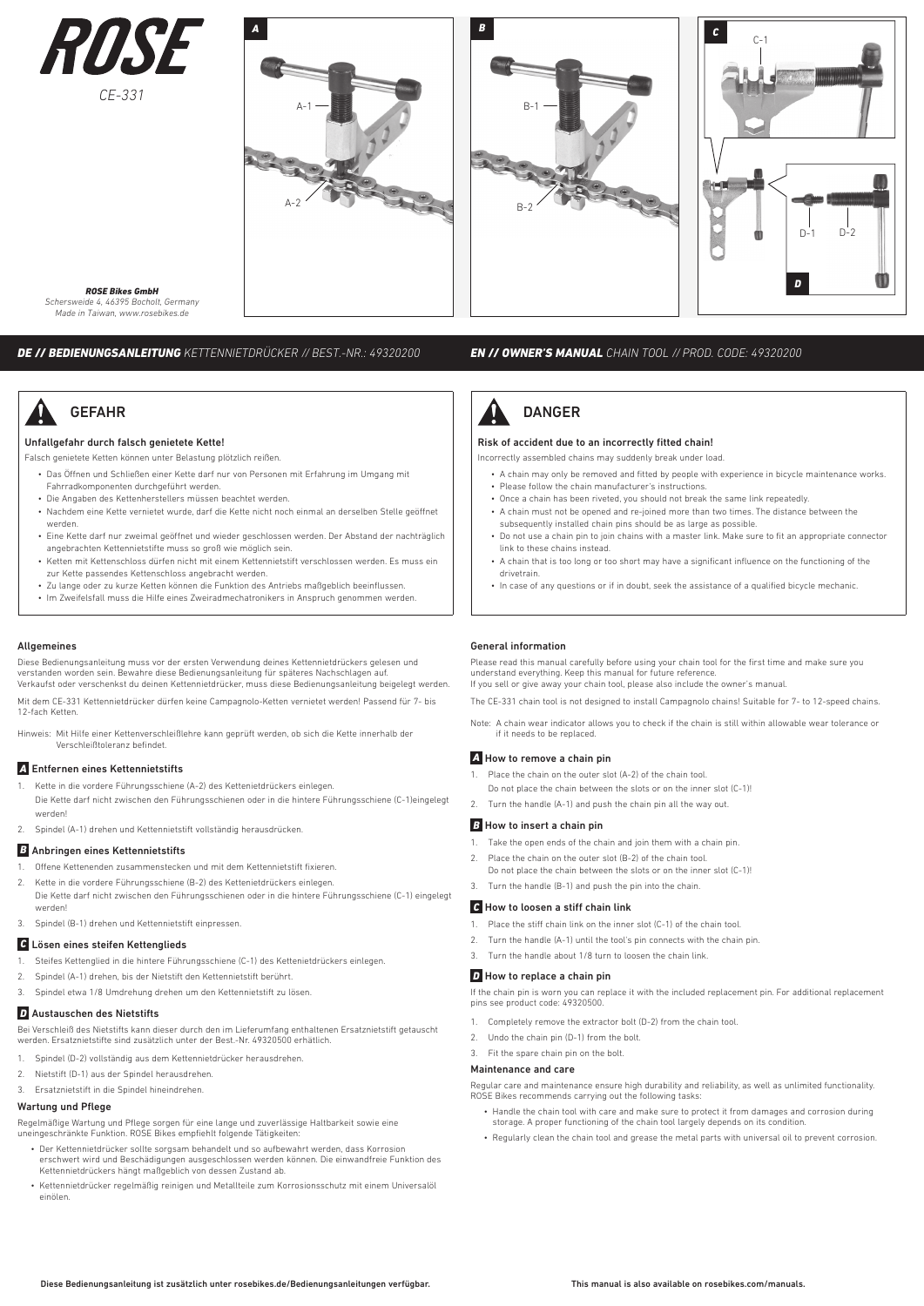# ROSE

*CE-331*

A-1
A-2

B-1
B-2

C-1

D-1 D-2

***ROSE Bikes GmbH***
*Schersweide 4, 46395 Bocholt, Germany*
*Made in Taiwan, www.rosebikes.de*

## ***DE // BEDIENUNGSANLEITUNG*** *KETTENNIETDRÜCKER // BEST.-NR.: 49320200*

### GEFAHR

**Unfallgefahr durch falsch genietete Kette!**

Falsch genietete Ketten können unter Belastung plötzlich reißen.

- Das Öffnen und Schließen einer Kette darf nur von Personen mit Erfahrung im Umgang mit Fahrradkomponenten durchgeführt werden.
- Die Angaben des Kettenherstellers müssen beachtet werden.
- Nachdem eine Kette vernietet wurde, darf die Kette nicht noch einmal an derselben Stelle geöffnet werden.
- Eine Kette darf nur zweimal geöffnet und wieder geschlossen werden. Der Abstand der nachträglich angebrachten Kettennietstifte muss so groß wie möglich sein.
- Ketten mit Kettenschloss dürfen nicht mit einem Kettennietstift verschlossen werden. Es muss ein zur Kette passendes Kettenschloss angebracht werden.
- Zu lange oder zu kurze Ketten können die Funktion des Antriebs maßgeblich beeinflussen.
- Im Zweifelsfall muss die Hilfe eines Zweiradmechatronikers in Anspruch genommen werden.

### Allgemeines

Diese Bedienungsanleitung muss vor der ersten Verwendung deines Kettennietdrückers gelesen und verstanden worden sein. Bewahre diese Bedienungsanleitung für späteres Nachschlagen auf. Verkaufst oder verschenkst du deinen Kettennietdrücker, muss diese Bedienungsanleitung beigelegt werden.

Mit dem CE-331 Kettennietdrücker dürfen keine Campagnolo-Ketten vernietet werden! Passend für 7- bis 12-fach Ketten.

Hinweis: Mit Hilfe einer Kettenverschleißlehre kann geprüft werden, ob sich die Kette innerhalb der Verschleißtoleranz befindet.

### *A* Entfernen eines Kettennietstifts

1. Kette in die vordere Führungsschiene (A-2) des Kettenietdrückers einlegen.
   Die Kette darf nicht zwischen den Führungsschienen oder in die hintere Führungsschiene (C-1)eingelegt werden!
2. Spindel (A-1) drehen und Kettennietstift vollständig herausdrücken.

### *B* Anbringen eines Kettennietstifts

1. Offene Kettenenden zusammenstecken und mit dem Kettennietstift fixieren.
2. Kette in die vordere Führungsschiene (B-2) des Kettenietdrückers einlegen.
   Die Kette darf nicht zwischen den Führungsschienen oder in die hintere Führungsschiene (C-1) eingelegt werden!
3. Spindel (B-1) drehen und Kettennietstift einpressen.

### *C* Lösen eines steifen Kettenglieds

1. Steifes Kettenglied in die hintere Führungsschiene (C-1) des Kettenietdrückers einlegen.
2. Spindel (A-1) drehen, bis der Nietstift den Kettennietstift berührt.
3. Spindel etwa 1/8 Umdrehung drehen um den Kettennietstift zu lösen.

### *D* Austauschen des Nietstifts

Bei Verschleiß des Nietstifts kann dieser durch den im Lieferumfang enthaltenen Ersatznietstift getauscht werden. Ersatznietstifte sind zusätzlich unter der Best.-Nr. 49320500 erhältlich.

1. Spindel (D-2) vollständig aus dem Kettennietdrücker herausdrehen.
2. Nietstift (D-1) aus der Spindel herausdrehen.
3. Ersatznietstift in die Spindel hineindrehen.

### Wartung und Pflege

Regelmäßige Wartung und Pflege sorgen für eine lange und zuverlässige Haltbarkeit sowie eine uneingeschränkte Funktion. ROSE Bikes empfiehlt folgende Tätigkeiten:

- Der Kettennietdrücker sollte sorgsam behandelt und so aufbewahrt werden, dass Korrosion erschwert wird und Beschädigungen ausgeschlossen werden können. Die einwandfreie Funktion des Kettennietdrückers hängt maßgeblich von dessen Zustand ab.
- Kettennietdrücker regelmäßig reinigen und Metallteile zum Korrosionsschutz mit einem Universalöl einölen.

**Diese Bedienungsanleitung ist zusätzlich unter rosebikes.de/Bedienungsanleitungen verfügbar.**

## ***EN // OWNER'S MANUAL*** *CHAIN TOOL // PROD. CODE: 49320200*

### DANGER

**Risk of accident due to an incorrectly fitted chain!**

Incorrectly assembled chains may suddenly break under load.

- A chain may only be removed and fitted by people with experience in bicycle maintenance works.
- Please follow the chain manufacturer's instructions.
- Once a chain has been riveted, you should not break the same link repeatedly.
- A chain must not be opened and re-joined more than two times. The distance between the subsequently installed chain pins should be as large as possible.
- Do not use a chain pin to join chains with a master link. Make sure to fit an appropriate connector link to these chains instead.
- A chain that is too long or too short may have a significant influence on the functioning of the drivetrain.
- In case of any questions or if in doubt, seek the assistance of a qualified bicycle mechanic.

### General information

Please read this manual carefully before using your chain tool for the first time and make sure you understand everything. Keep this manual for future reference.
If you sell or give away your chain tool, please also include the owner's manual.

The CE-331 chain tool is not designed to install Campagnolo chains! Suitable for 7- to 12-speed chains.

Note: A chain wear indicator allows you to check if the chain is still within allowable wear tolerance or if it needs to be replaced.

### *A* How to remove a chain pin

1. Place the chain on the outer slot (A-2) of the chain tool.
   Do not place the chain between the slots or on the inner slot (C-1)!
2. Turn the handle (A-1) and push the chain pin all the way out.

### *B* How to insert a chain pin

1. Take the open ends of the chain and join them with a chain pin.
2. Place the chain on the outer slot (B-2) of the chain tool.
   Do not place the chain between the slots or on the inner slot (C-1)!
3. Turn the handle (B-1) and push the pin into the chain.

### *C* How to loosen a stiff chain link

1. Place the stiff chain link on the inner slot (C-1) of the chain tool.
2. Turn the handle (A-1) until the tool's pin connects with the chain pin.
3. Turn the handle about 1/8 turn to loosen the chain link.

### *D* How to replace a chain pin

If the chain pin is worn you can replace it with the included replacement pin. For additional replacement pins see product code: 49320500.

1. Completely remove the extractor bolt (D-2) from the chain tool.
2. Undo the chain pin (D-1) from the bolt.
3. Fit the spare chain pin on the bolt.

### Maintenance and care

Regular care and maintenance ensure high durability and reliability, as well as unlimited functionality. ROSE Bikes recommends carrying out the following tasks:

- Handle the chain tool with care and make sure to protect it from damages and corrosion during storage. A proper functioning of the chain tool largely depends on its condition.
- Regularly clean the chain tool and grease the metal parts with universal oil to prevent corrosion.

**This manual is also available on rosebikes.com/manuals.**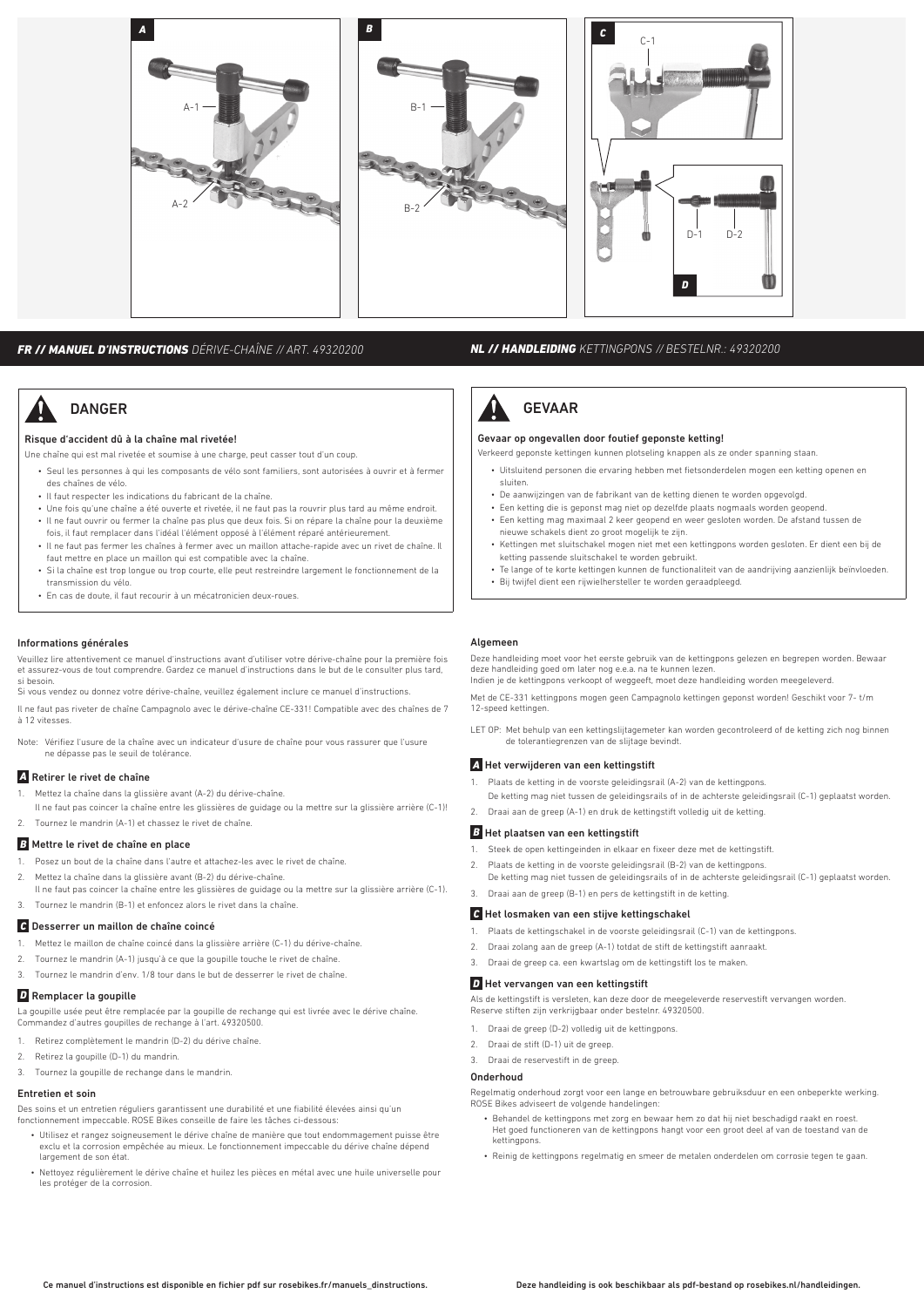A

A-1

A-2

B

B-1

B-2

C

C-1

D-1 D-2

D

## *FR // MANUEL D'INSTRUCTIONS* DÉRIVE-CHAÎNE // ART. 49320200

### DANGER

**Risque d'accident dû à la chaîne mal rivetée!**

Une chaîne qui est mal rivetée et soumise à une charge, peut casser tout d'un coup.

- Seul les personnes à qui les composants de vélo sont familiers, sont autorisées à ouvrir et à fermer des chaînes de vélo.
- Il faut respecter les indications du fabricant de la chaîne.
- Une fois qu'une chaîne a été ouverte et rivetée, il ne faut pas la rouvrir plus tard au même endroit.
- Il ne faut pas ouvrir ou fermer la chaîne pas plus que deux fois. Si on répare la chaîne pour la deuxième fois, il faut remplacer dans l'idéal l'élément opposé à l'élément réparé antérieurement.
- Il ne faut pas fermer les chaînes à fermer avec un maillon attache-rapide avec un rivet de chaîne. Il faut mettre en place un maillon qui est compatible avec la chaîne.
- Si la chaîne est trop longue ou trop courte, elle peut restreindre largement le fonctionnement de la transmission du vélo.
- En cas de doute, il faut recourir à un mécatronicien deux-roues.

### Informations générales

Veuillez lire attentivement ce manuel d'instructions avant d'utiliser votre dérive-chaîne pour la première fois et assurez-vous de tout comprendre. Gardez ce manuel d'instructions dans le but de le consulter plus tard, si besoin.
Si vous vendez ou donnez votre dérive-chaîne, veuillez également inclure ce manuel d'instructions.

Il ne faut pas riveter de chaîne Campagnolo avec le dérive-chaîne CE-331! Compatible avec des chaînes de 7 à 12 vitesses.

Note: Vérifiez l'usure de la chaîne avec un indicateur d'usure de chaîne pour vous rassurer que l'usure ne dépasse pas le seuil de tolérance.

### A Retirer le rivet de chaîne

1. Mettez la chaîne dans la glissière avant (A-2) du dérive-chaîne.
   Il ne faut pas coincer la chaîne entre les glissières de guidage ou la mettre sur la glissière arrière (C-1)!
2. Tournez le mandrin (A-1) et chassez le rivet de chaîne.

### B Mettre le rivet de chaîne en place

1. Posez un bout de la chaîne dans l'autre et attachez-les avec le rivet de chaîne.
2. Mettez la chaîne dans la glissière avant (B-2) du dérive-chaîne.
   Il ne faut pas coincer la chaîne entre les glissières de guidage ou la mettre sur la glissière arrière (C-1).
3. Tournez le mandrin (B-1) et enfoncez alors le rivet dans la chaîne.

### C Desserrer un maillon de chaîne coincé

1. Mettez le maillon de chaîne coincé dans la glissière arrière (C-1) du dérive-chaîne.
2. Tournez le mandrin (A-1) jusqu'à ce que la goupille touche le rivet de chaîne.
3. Tournez le mandrin d'env. 1/8 tour dans le but de desserrer le rivet de chaîne.

### D Remplacer la goupille

La goupille usée peut être remplacée par la goupille de rechange qui est livrée avec le dérive chaîne. Commandez d'autres goupilles de rechange à l'art. 49320500.

1. Retirez complètement le mandrin (D-2) du dérive chaîne.
2. Retirez la goupille (D-1) du mandrin.
3. Tournez la goupille de rechange dans le mandrin.

### Entretien et soin

Des soins et un entretien réguliers garantissent une durabilité et une fiabilité élevées ainsi qu'un fonctionnement impeccable. ROSE Bikes conseille de faire les tâches ci-dessous:

- Utilisez et rangez soigneusement le dérive chaîne de manière que tout endommagement puisse être exclu et la corrosion empêchée au mieux. Le fonctionnement impeccable du dérive chaîne dépend largement de son état.
- Nettoyez régulièrement le dérive chaîne et huilez les pièces en métal avec une huile universelle pour les protéger de la corrosion.

Ce manuel d'instructions est disponible en fichier pdf sur rosebikes.fr/manuels_dinstructions.

## *NL // HANDLEIDING* KETTINGPONS // BESTELNR.: 49320200

### GEVAAR

**Gevaar op ongevallen door foutief geponste ketting!**

Verkeerd geponste kettingen kunnen plotseling knappen als ze onder spanning staan.

- Uitsluitend personen die ervaring hebben met fietsonderdelen mogen een ketting openen en sluiten.
- De aanwijzingen van de fabrikant van de ketting dienen te worden opgevolgd.
- Een ketting die is geponst mag niet op dezelfde plaats nogmaals worden geopend.
- Een ketting mag maximaal 2 keer geopend en weer gesloten worden. De afstand tussen de nieuwe schakels dient zo groot mogelijk te zijn.
- Kettingen met sluitschakel mogen niet met een kettingpons worden gesloten. Er dient een bij de ketting passende sluitschakel te worden gebruikt.
- Te lange of te korte kettingen kunnen de functionaliteit van de aandrijving aanzienlijk beïnvloeden.
- Bij twijfel dient een rijwielhersteller te worden geraadpleegd.

### Algemeen

Deze handleiding moet voor het eerste gebruik van de kettingpons gelezen en begrepen worden. Bewaar deze handleiding goed om later nog e.e.a. na te kunnen lezen.
Indien je de kettingpons verkoopt of weggeeft, moet deze handleiding worden meegeleverd.

Met de CE-331 kettingpons mogen geen Campagnolo kettingen geponst worden! Geschikt voor 7- t/m 12-speed kettingen.

LET OP: Met behulp van een kettingslijtagemeter kan worden gecontroleerd of de ketting zich nog binnen de tolerantiegrenzen van de slijtage bevindt.

### A Het verwijderen van een kettingstift

1. Plaats de ketting in de voorste geleidingsrail (A-2) van de kettingpons.
   De ketting mag niet tussen de geleidingsrails of in de achterste geleidingsrail (C-1) geplaatst worden.
2. Draai aan de greep (A-1) en druk de kettingstift volledig uit de ketting.

### B Het plaatsen van een kettingstift

1. Steek de open kettingeinden in elkaar en fixeer deze met de kettingstift.
2. Plaats de ketting in de voorste geleidingsrail (B-2) van de kettingpons.
   De ketting mag niet tussen de geleidingsrails of in de achterste geleidingsrail (C-1) geplaatst worden.
3. Draai aan de greep (B-1) en pers de kettingstift in de ketting.

### C Het losmaken van een stijve kettingschakel

1. Plaats de kettingschakel in de voorste geleidingsrail (C-1) van de kettingpons.
2. Draai zolang aan de greep (A-1) totdat de stift de kettingstift aanraakt.
3. Draai de greep ca. een kwartslag om de kettingstift los te maken.

### D Het vervangen van een kettingstift

Als de kettingstift is versleten, kan deze door de meegeleverde reservestift vervangen worden.
Reserve stiften zijn verkrijgbaar onder bestelnr. 49320500.

1. Draai de greep (D-2) volledig uit de kettingpons.
2. Draai de stift (D-1) uit de greep.
3. Draai de reservestift in de greep.

### Onderhoud

Regelmatig onderhoud zorgt voor een lange en betrouwbare gebruiksduur en een onbeperkte werking. ROSE Bikes adviseert de volgende handelingen:

- Behandel de kettingpons met zorg en bewaar hem zo dat hij niet beschadigd raakt en roest. Het goed functioneren van de kettingpons hangt voor een groot deel af van de toestand van de kettingpons.
- Reinig de kettingpons regelmatig en smeer de metalen onderdelen om corrosie tegen te gaan.

Deze handleiding is ook beschikbaar als pdf-bestand op rosebikes.nl/handleidingen.